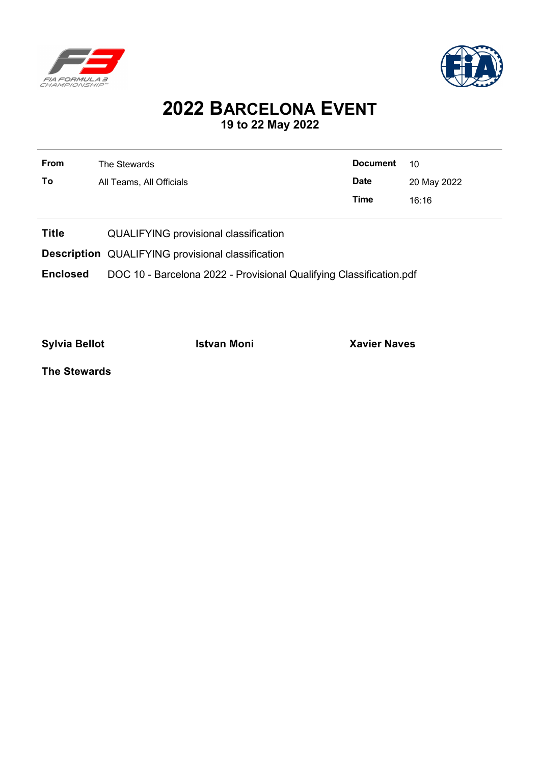# 2022 BARCELONA EVENT
**19 to 22 May 2022**

| | | | |
|---|---|---|---|
| **From** | The Stewards | **Document** | 10 |
| **To** | All Teams, All Officials | **Date** | 20 May 2022 |
| | | **Time** | 16:16 |

**Title** QUALIFYING provisional classification

**Description** QUALIFYING provisional classification

**Enclosed** DOC 10 - Barcelona 2022 - Provisional Qualifying Classification.pdf

**Sylvia Bellot** **Istvan Moni** **Xavier Naves**

**The Stewards**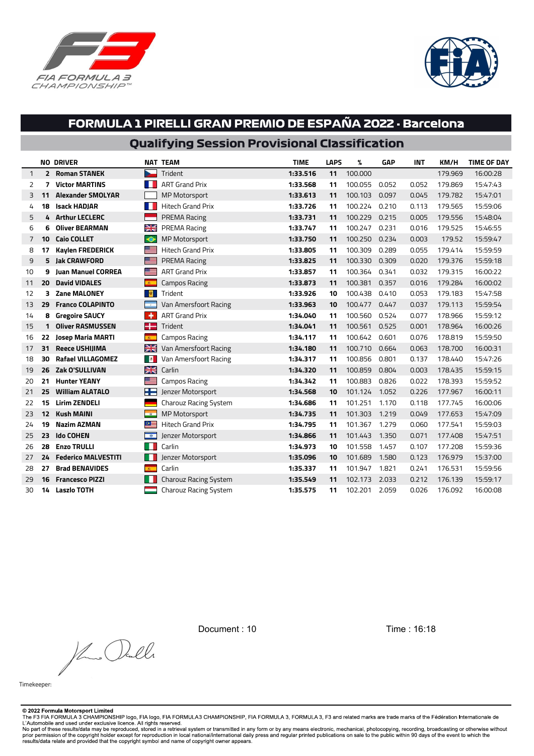# FORMULA 1 PIRELLI GRAN PREMIO DE ESPAÑA 2022 - Barcelona

## Qualifying Session Provisional Classification

| | NO | DRIVER | NAT | TEAM | TIME | LAPS | % | GAP | INT | KM/H | TIME OF DAY |
|---|---|---|---|---|---|---|---|---|---|---|---|
| 1 | 2 | Roman STANEK | | Trident | 1:33.516 | 11 | 100.000 | | | 179.969 | 16:00:28 |
| 2 | 7 | Victor MARTINS | | ART Grand Prix | 1:33.568 | 11 | 100.055 | 0.052 | 0.052 | 179.869 | 15:47:43 |
| 3 | 11 | Alexander SMOLYAR | | MP Motorsport | 1:33.613 | 11 | 100.103 | 0.097 | 0.045 | 179.782 | 15:47:01 |
| 4 | 18 | Isack HADJAR | | Hitech Grand Prix | 1:33.726 | 11 | 100.224 | 0.210 | 0.113 | 179.565 | 15:59:06 |
| 5 | 4 | Arthur LECLERC | | PREMA Racing | 1:33.731 | 11 | 100.229 | 0.215 | 0.005 | 179.556 | 15:48:04 |
| 6 | 6 | Oliver BEARMAN | | PREMA Racing | 1:33.747 | 11 | 100.247 | 0.231 | 0.016 | 179.525 | 15:46:55 |
| 7 | 10 | Caio COLLET | | MP Motorsport | 1:33.750 | 11 | 100.250 | 0.234 | 0.003 | 179.52 | 15:59:47 |
| 8 | 17 | Kaylen FREDERICK | | Hitech Grand Prix | 1:33.805 | 11 | 100.309 | 0.289 | 0.055 | 179.414 | 15:59:59 |
| 9 | 5 | Jak CRAWFORD | | PREMA Racing | 1:33.825 | 11 | 100.330 | 0.309 | 0.020 | 179.376 | 15:59:18 |
| 10 | 9 | Juan Manuel CORREA | | ART Grand Prix | 1:33.857 | 11 | 100.364 | 0.341 | 0.032 | 179.315 | 16:00:22 |
| 11 | 20 | David VIDALES | | Campos Racing | 1:33.873 | 11 | 100.381 | 0.357 | 0.016 | 179.284 | 16:00:02 |
| 12 | 3 | Zane MALONEY | | Trident | 1:33.926 | 10 | 100.438 | 0.410 | 0.053 | 179.183 | 15:47:58 |
| 13 | 29 | Franco COLAPINTO | | Van Amersfoort Racing | 1:33.963 | 10 | 100.477 | 0.447 | 0.037 | 179.113 | 15:59:54 |
| 14 | 8 | Gregoire SAUCY | | ART Grand Prix | 1:34.040 | 11 | 100.560 | 0.524 | 0.077 | 178.966 | 15:59:12 |
| 15 | 1 | Oliver RASMUSSEN | | Trident | 1:34.041 | 11 | 100.561 | 0.525 | 0.001 | 178.964 | 16:00:26 |
| 16 | 22 | Josep Maria MARTI | | Campos Racing | 1:34.117 | 11 | 100.642 | 0.601 | 0.076 | 178.819 | 15:59:50 |
| 17 | 31 | Reece USHIJIMA | | Van Amersfoort Racing | 1:34.180 | 11 | 100.710 | 0.664 | 0.063 | 178.700 | 16:00:31 |
| 18 | 30 | Rafael VILLAGOMEZ | | Van Amersfoort Racing | 1:34.317 | 11 | 100.856 | 0.801 | 0.137 | 178.440 | 15:47:26 |
| 19 | 26 | Zak O'SULLIVAN | | Carlin | 1:34.320 | 11 | 100.859 | 0.804 | 0.003 | 178.435 | 15:59:15 |
| 20 | 21 | Hunter YEANY | | Campos Racing | 1:34.342 | 11 | 100.883 | 0.826 | 0.022 | 178.393 | 15:59:52 |
| 21 | 25 | William ALATALO | | Jenzer Motorsport | 1:34.568 | 10 | 101.124 | 1.052 | 0.226 | 177.967 | 16:00:11 |
| 22 | 15 | Lirim ZENDELI | | Charouz Racing System | 1:34.686 | 11 | 101.251 | 1.170 | 0.118 | 177.745 | 16:00:06 |
| 23 | 12 | Kush MAINI | | MP Motorsport | 1:34.735 | 11 | 101.303 | 1.219 | 0.049 | 177.653 | 15:47:09 |
| 24 | 19 | Nazim AZMAN | | Hitech Grand Prix | 1:34.795 | 11 | 101.367 | 1.279 | 0.060 | 177.541 | 15:59:03 |
| 25 | 23 | Ido COHEN | | Jenzer Motorsport | 1:34.866 | 11 | 101.443 | 1.350 | 0.071 | 177.408 | 15:47:51 |
| 26 | 28 | Enzo TRULLI | | Carlin | 1:34.973 | 10 | 101.558 | 1.457 | 0.107 | 177.208 | 15:59:36 |
| 27 | 24 | Federico MALVESTITI | | Jenzer Motorsport | 1:35.096 | 10 | 101.689 | 1.580 | 0.123 | 176.979 | 15:37:00 |
| 28 | 27 | Brad BENAVIDES | | Carlin | 1:35.337 | 11 | 101.947 | 1.821 | 0.241 | 176.531 | 15:59:56 |
| 29 | 16 | Francesco PIZZI | | Charouz Racing System | 1:35.549 | 11 | 102.173 | 2.033 | 0.212 | 176.139 | 15:59:17 |
| 30 | 14 | Laszlo TOTH | | Charouz Racing System | 1:35.575 | 11 | 102.201 | 2.059 | 0.026 | 176.092 | 16:00:08 |

Document : 10

Time : 16:18

Timekeeper:

© 2022 Formula Motorsport Limited
The F3 FIA FORMULA 3 CHAMPIONSHIP logo, FIA logo, FIA FORMULA3 CHAMPIONSHIP, FIA FORMULA 3, FORMULA 3, F3 and related marks are trade marks of the Fédération Internationale de L'Automobile and used under exclusive licence. All rights reserved.
No part of these results/data may be reproduced, stored in a retrieval system or transmitted in any form or by any means electronic, mechanical, photocopying, recording, broadcasting or otherwise without prior permission of the copyright holder except for reproduction in local national/international daily press and regular printed publications on sale to the public within 90 days of the event to which the results/data relate and provided that the copyright symbol and name of copyright owner appears.